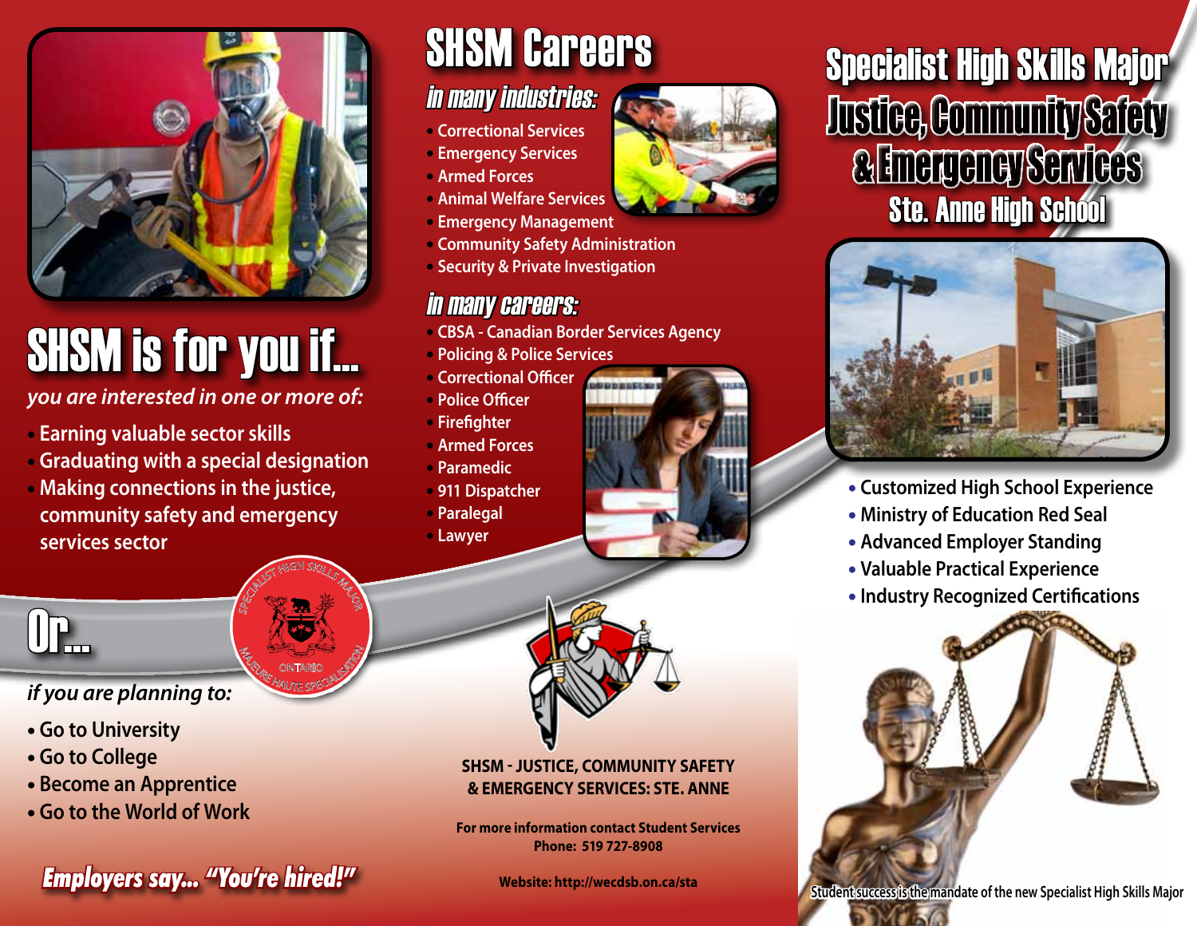# SHSM is for you if...

*you are interested in one or more of:*

- Earning valuable sector skills
- Graduating with a special designation
- Making connections in the justice, community safety and emergency services sector

# Or...

*if you are planning to:*

- Go to University
- Go to College
- Become an Apprentice
- Go to the World of Work

***Employers say... "You're hired!"***

# SHSM Careers

## *in many industries:*

- Correctional Services
- Emergency Services
- Armed Forces
- Animal Welfare Services
- Emergency Management
- Community Safety Administration
- Security & Private Investigation

## *in many careers:*

- CBSA - Canadian Border Services Agency
- Policing & Police Services
- Correctional Officer
- Police Officer
- Firefighter
- Armed Forces
- Paramedic
- 911 Dispatcher
- Paralegal
- Lawyer

**SHSM - JUSTICE, COMMUNITY SAFETY & EMERGENCY SERVICES: STE. ANNE**

**For more information contact Student Services**
**Phone: 519 727-8908**

**Website: http://wecdsb.on.ca/sta**

# Specialist High Skills Major Justice, Community Safety & Emergency Services

## Ste. Anne High School

- Customized High School Experience
- Ministry of Education Red Seal
- Advanced Employer Standing
- Valuable Practical Experience
- Industry Recognized Certifications

**Student success is the mandate of the new Specialist High Skills Major**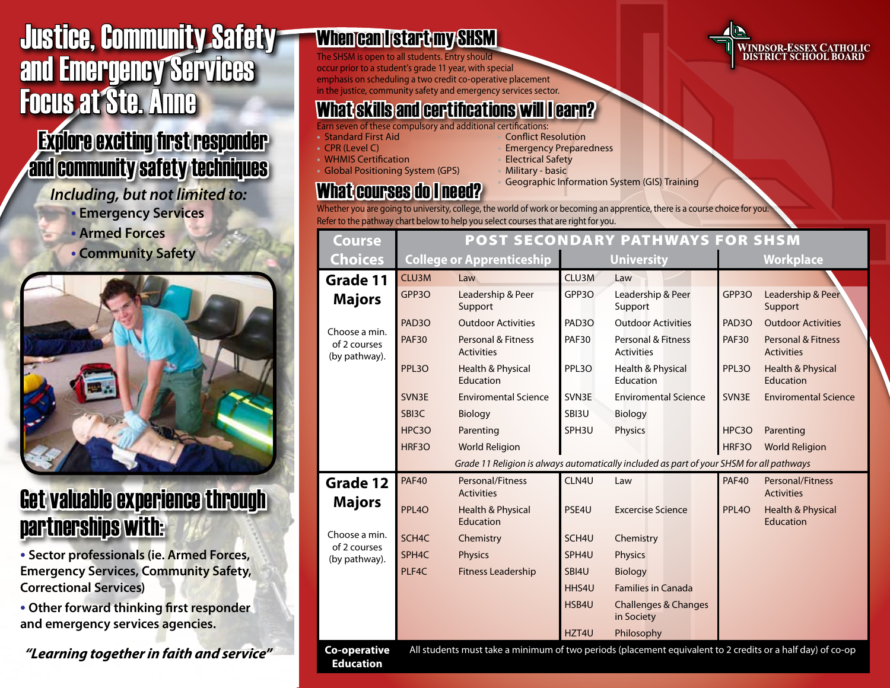# Justice, Community Safety and Emergency Services Focus at Ste. Anne

## Explore exciting first responder and community safety techniques

*Including, but not limited to:*

- Emergency Services
- Armed Forces
- Community Safety

## Get valuable experience through partnerships with:

- Sector professionals (ie. Armed Forces, Emergency Services, Community Safety, Correctional Services)
- Other forward thinking first responder and emergency services agencies.

*"Learning together in faith and service"*

WINDSOR-ESSEX CATHOLIC DISTRICT SCHOOL BOARD

## When can I start my SHSM

The SHSM is open to all students. Entry should occur prior to a student's grade 11 year, with special emphasis on scheduling a two credit co-operative placement in the justice, community safety and emergency services sector.

## What skills and certifications will I earn?

Earn seven of these compulsory and additional certifications:

- Standard First Aid
- CPR (Level C)
- WHMIS Certification
- Global Positioning System (GPS)
- Conflict Resolution
- Emergency Preparedness
- Electrical Safety
- Military - basic
- Geographic Information System (GIS) Training

## What courses do I need?

Whether you are going to university, college, the world of work or becoming an apprentice, there is a course choice for you. Refer to the pathway chart below to help you select courses that are right for you.

| Course Choices | POST SECONDARY PATHWAYS FOR SHSM | | | | | |
|---|---|---|---|---|---|---|
| | College or Apprenticeship | | University | | Workplace | |
| **Grade 11 Majors** Choose a min. of 2 courses (by pathway). | CLU3M | Law | CLU3M | Law | | |
| | GPP3O | Leadership & Peer Support | GPP3O | Leadership & Peer Support | GPP3O | Leadership & Peer Support |
| | PAD3O | Outdoor Activities | PAD3O | Outdoor Activities | PAD3O | Outdoor Activities |
| | PAF30 | Personal & Fitness Activities | PAF30 | Personal & Fitness Activities | PAF30 | Personal & Fitness Activities |
| | PPL3O | Health & Physical Education | PPL3O | Health & Physical Education | PPL3O | Health & Physical Education |
| | SVN3E | Enviromental Science | SVN3E | Enviromental Science | SVN3E | Enviromental Science |
| | SBI3C | Biology | SBI3U | Biology | | |
| | HPC3O | Parenting | SPH3U | Physics | HPC3O | Parenting |
| | HRF3O | World Religion | | | HRF3O | World Religion |
| | *Grade 11 Religion is always automatically included as part of your SHSM for all pathways* | | | | | |
| **Grade 12 Majors** Choose a min. of 2 courses (by pathway). | PAF40 | Personal/Fitness Activities | CLN4U | Law | PAF40 | Personal/Fitness Activities |
| | PPL4O | Health & Physical Education | PSE4U | Excercise Science | PPL4O | Health & Physical Education |
| | SCH4C | Chemistry | SCH4U | Chemistry | | |
| | SPH4C | Physics | SPH4U | Physics | | |
| | PLF4C | Fitness Leadership | SBI4U | Biology | | |
| | | | HHS4U | Families in Canada | | |
| | | | HSB4U | Challenges & Changes in Society | | |
| | | | HZT4U | Philosophy | | |
| **Co-operative Education** | All students must take a minimum of two periods (placement equivalent to 2 credits or a half day) of co-op | | | | | |